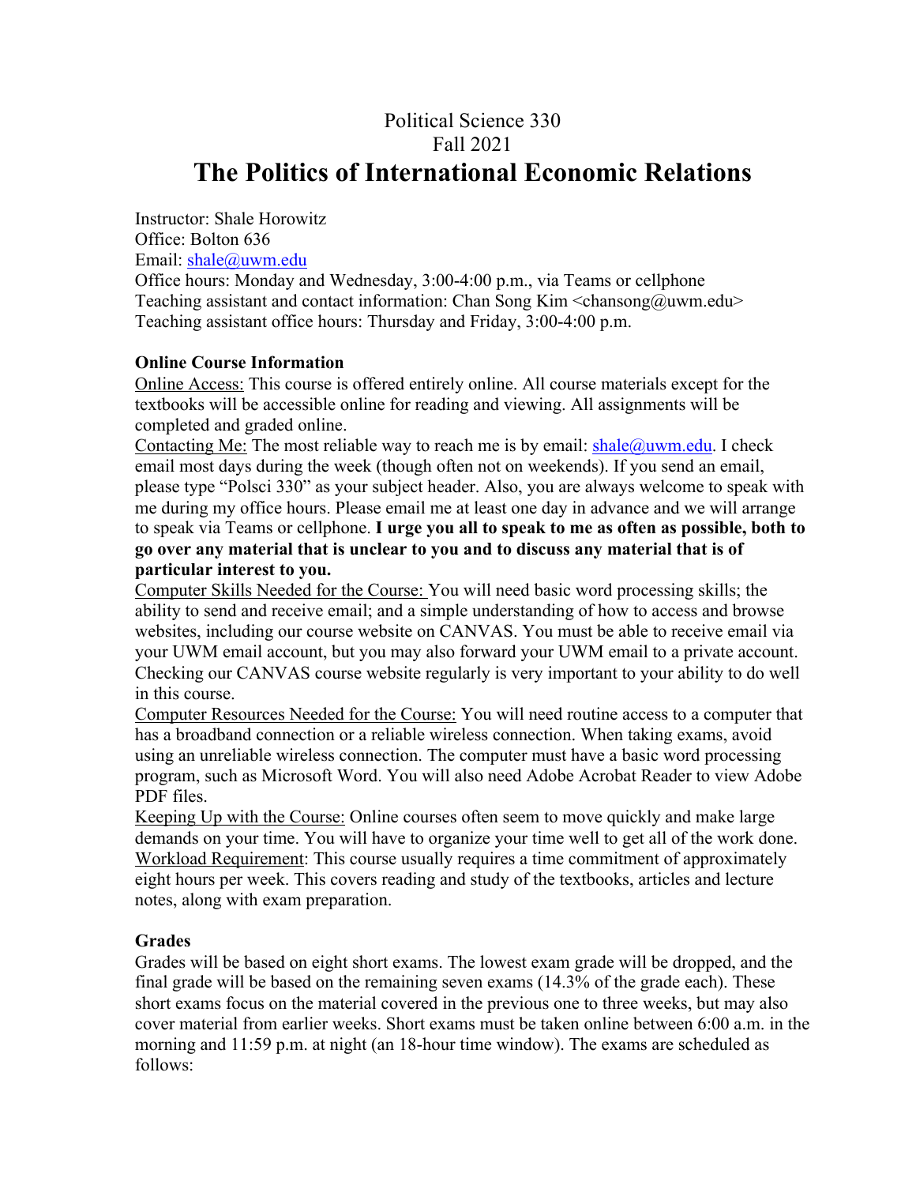Political Science 330

Fall 2021

# The Politics of International Economic Relations

Instructor: Shale Horowitz
Office: Bolton 636
Email: shale@uwm.edu
Office hours: Monday and Wednesday, 3:00-4:00 p.m., via Teams or cellphone
Teaching assistant and contact information: Chan Song Kim <chansong@uwm.edu>
Teaching assistant office hours: Thursday and Friday, 3:00-4:00 p.m.

**Online Course Information**

Online Access: This course is offered entirely online. All course materials except for the textbooks will be accessible online for reading and viewing. All assignments will be completed and graded online.

Contacting Me: The most reliable way to reach me is by email: shale@uwm.edu. I check email most days during the week (though often not on weekends). If you send an email, please type "Polsci 330" as your subject header. Also, you are always welcome to speak with me during my office hours. Please email me at least one day in advance and we will arrange to speak via Teams or cellphone. **I urge you all to speak to me as often as possible, both to go over any material that is unclear to you and to discuss any material that is of particular interest to you.**

Computer Skills Needed for the Course: You will need basic word processing skills; the ability to send and receive email; and a simple understanding of how to access and browse websites, including our course website on CANVAS. You must be able to receive email via your UWM email account, but you may also forward your UWM email to a private account. Checking our CANVAS course website regularly is very important to your ability to do well in this course.

Computer Resources Needed for the Course: You will need routine access to a computer that has a broadband connection or a reliable wireless connection. When taking exams, avoid using an unreliable wireless connection. The computer must have a basic word processing program, such as Microsoft Word. You will also need Adobe Acrobat Reader to view Adobe PDF files.

Keeping Up with the Course: Online courses often seem to move quickly and make large demands on your time. You will have to organize your time well to get all of the work done.

Workload Requirement: This course usually requires a time commitment of approximately eight hours per week. This covers reading and study of the textbooks, articles and lecture notes, along with exam preparation.

**Grades**

Grades will be based on eight short exams. The lowest exam grade will be dropped, and the final grade will be based on the remaining seven exams (14.3% of the grade each). These short exams focus on the material covered in the previous one to three weeks, but may also cover material from earlier weeks. Short exams must be taken online between 6:00 a.m. in the morning and 11:59 p.m. at night (an 18-hour time window). The exams are scheduled as follows: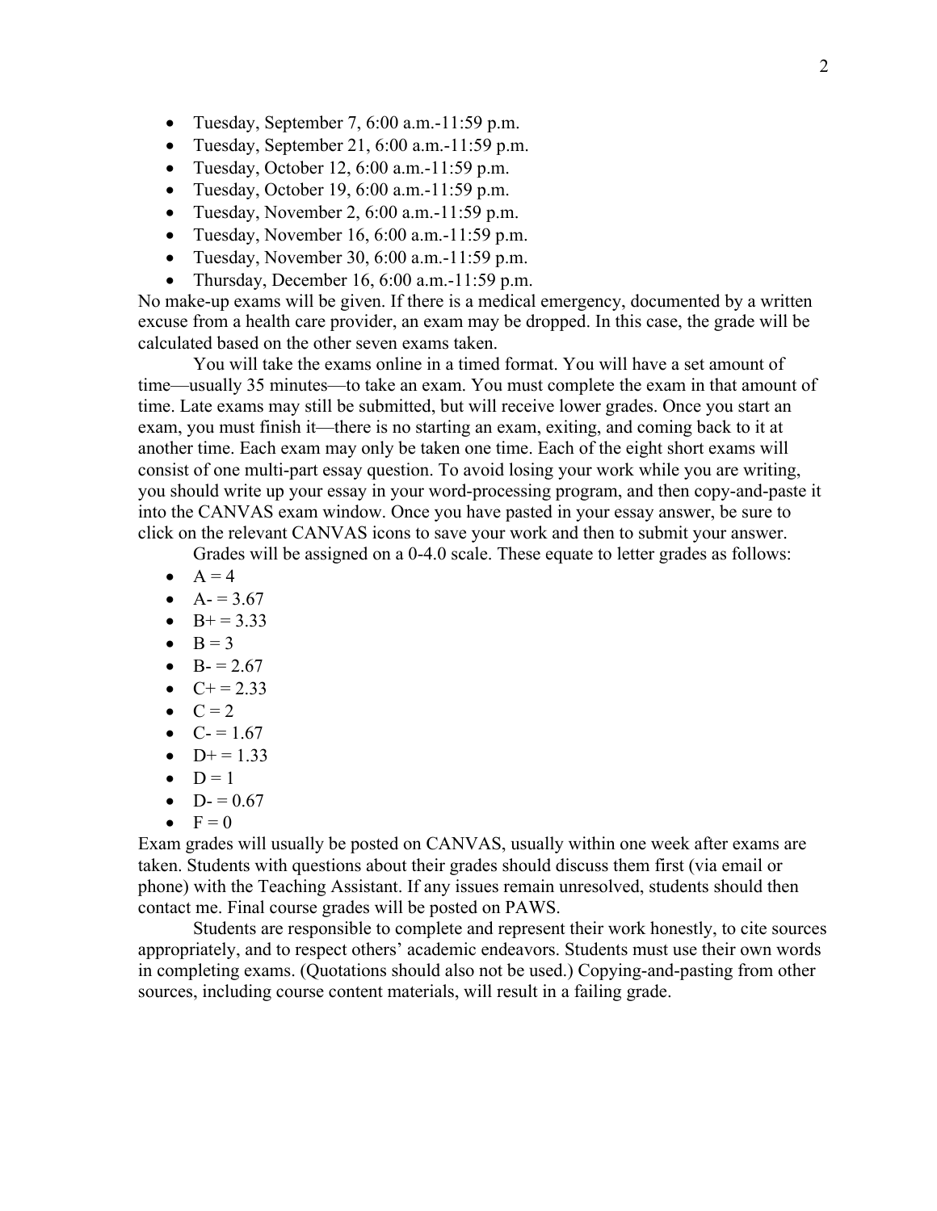- Tuesday, September 7, 6:00 a.m.-11:59 p.m.
- Tuesday, September 21, 6:00 a.m.-11:59 p.m.
- Tuesday, October 12, 6:00 a.m.-11:59 p.m.
- Tuesday, October 19, 6:00 a.m.-11:59 p.m.
- Tuesday, November 2, 6:00 a.m.-11:59 p.m.
- Tuesday, November 16, 6:00 a.m.-11:59 p.m.
- Tuesday, November 30, 6:00 a.m.-11:59 p.m.
- Thursday, December 16, 6:00 a.m.-11:59 p.m.

No make-up exams will be given. If there is a medical emergency, documented by a written excuse from a health care provider, an exam may be dropped. In this case, the grade will be calculated based on the other seven exams taken.

You will take the exams online in a timed format. You will have a set amount of time—usually 35 minutes—to take an exam. You must complete the exam in that amount of time. Late exams may still be submitted, but will receive lower grades. Once you start an exam, you must finish it—there is no starting an exam, exiting, and coming back to it at another time. Each exam may only be taken one time. Each of the eight short exams will consist of one multi-part essay question. To avoid losing your work while you are writing, you should write up your essay in your word-processing program, and then copy-and-paste it into the CANVAS exam window. Once you have pasted in your essay answer, be sure to click on the relevant CANVAS icons to save your work and then to submit your answer.

Grades will be assigned on a 0-4.0 scale. These equate to letter grades as follows:

- A = 4
- A- = 3.67
- B+ = 3.33
- B = 3
- B- = 2.67
- C+ = 2.33
- C = 2
- C- = 1.67
- D+ = 1.33
- D = 1
- D- = 0.67
- F = 0

Exam grades will usually be posted on CANVAS, usually within one week after exams are taken. Students with questions about their grades should discuss them first (via email or phone) with the Teaching Assistant. If any issues remain unresolved, students should then contact me. Final course grades will be posted on PAWS.

Students are responsible to complete and represent their work honestly, to cite sources appropriately, and to respect others' academic endeavors. Students must use their own words in completing exams. (Quotations should also not be used.) Copying-and-pasting from other sources, including course content materials, will result in a failing grade.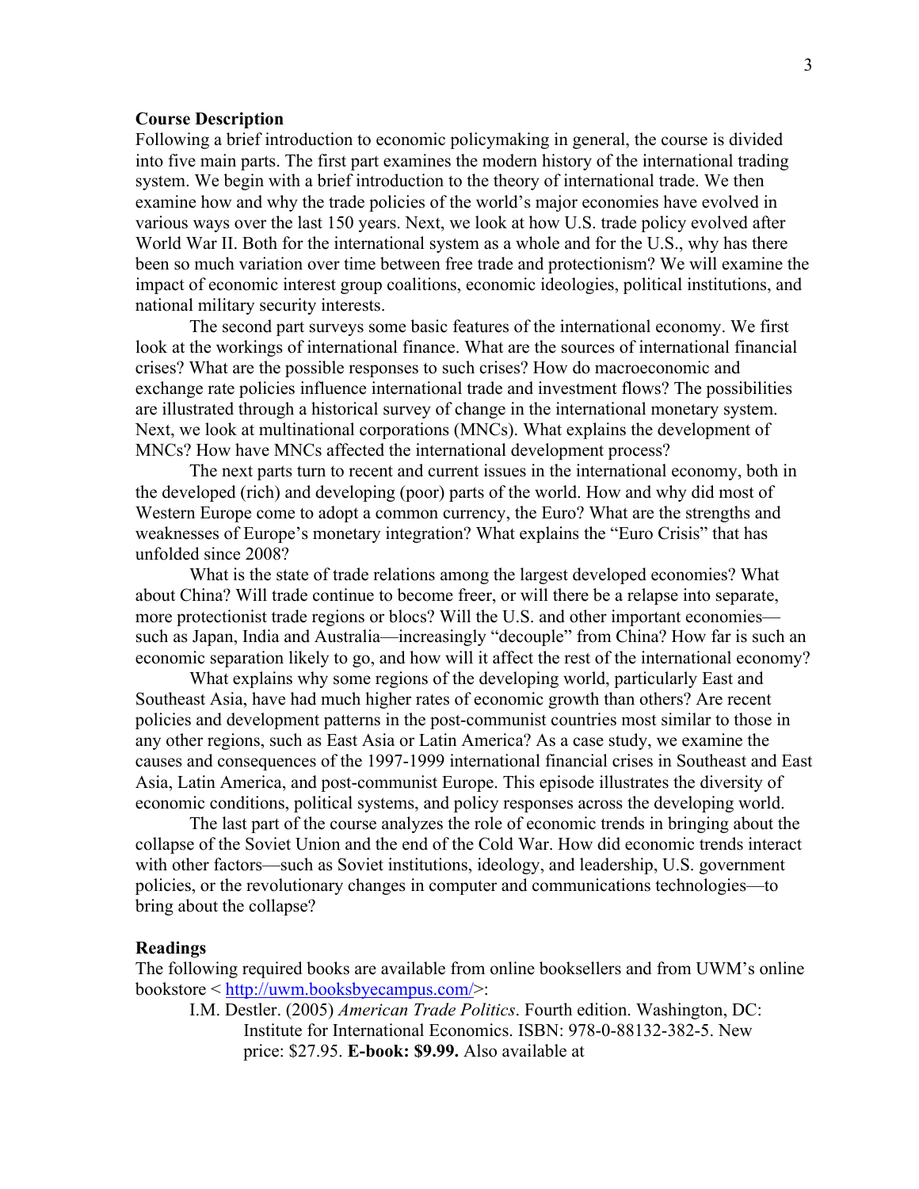**Course Description**

Following a brief introduction to economic policymaking in general, the course is divided into five main parts. The first part examines the modern history of the international trading system. We begin with a brief introduction to the theory of international trade. We then examine how and why the trade policies of the world's major economies have evolved in various ways over the last 150 years. Next, we look at how U.S. trade policy evolved after World War II. Both for the international system as a whole and for the U.S., why has there been so much variation over time between free trade and protectionism? We will examine the impact of economic interest group coalitions, economic ideologies, political institutions, and national military security interests.

The second part surveys some basic features of the international economy. We first look at the workings of international finance. What are the sources of international financial crises? What are the possible responses to such crises? How do macroeconomic and exchange rate policies influence international trade and investment flows? The possibilities are illustrated through a historical survey of change in the international monetary system. Next, we look at multinational corporations (MNCs). What explains the development of MNCs? How have MNCs affected the international development process?

The next parts turn to recent and current issues in the international economy, both in the developed (rich) and developing (poor) parts of the world. How and why did most of Western Europe come to adopt a common currency, the Euro? What are the strengths and weaknesses of Europe's monetary integration? What explains the "Euro Crisis" that has unfolded since 2008?

What is the state of trade relations among the largest developed economies? What about China? Will trade continue to become freer, or will there be a relapse into separate, more protectionist trade regions or blocs? Will the U.S. and other important economies—such as Japan, India and Australia—increasingly "decouple" from China? How far is such an economic separation likely to go, and how will it affect the rest of the international economy?

What explains why some regions of the developing world, particularly East and Southeast Asia, have had much higher rates of economic growth than others? Are recent policies and development patterns in the post-communist countries most similar to those in any other regions, such as East Asia or Latin America? As a case study, we examine the causes and consequences of the 1997-1999 international financial crises in Southeast and East Asia, Latin America, and post-communist Europe. This episode illustrates the diversity of economic conditions, political systems, and policy responses across the developing world.

The last part of the course analyzes the role of economic trends in bringing about the collapse of the Soviet Union and the end of the Cold War. How did economic trends interact with other factors—such as Soviet institutions, ideology, and leadership, U.S. government policies, or the revolutionary changes in computer and communications technologies—to bring about the collapse?

**Readings**

The following required books are available from online booksellers and from UWM's online bookstore < [http://uwm.booksbyecampus.com/](http://uwm.booksbyecampus.com/)>:

I.M. Destler. (2005) *American Trade Politics*. Fourth edition. Washington, DC: Institute for International Economics. ISBN: 978-0-88132-382-5. New price: $27.95. **E-book: $9.99.** Also available at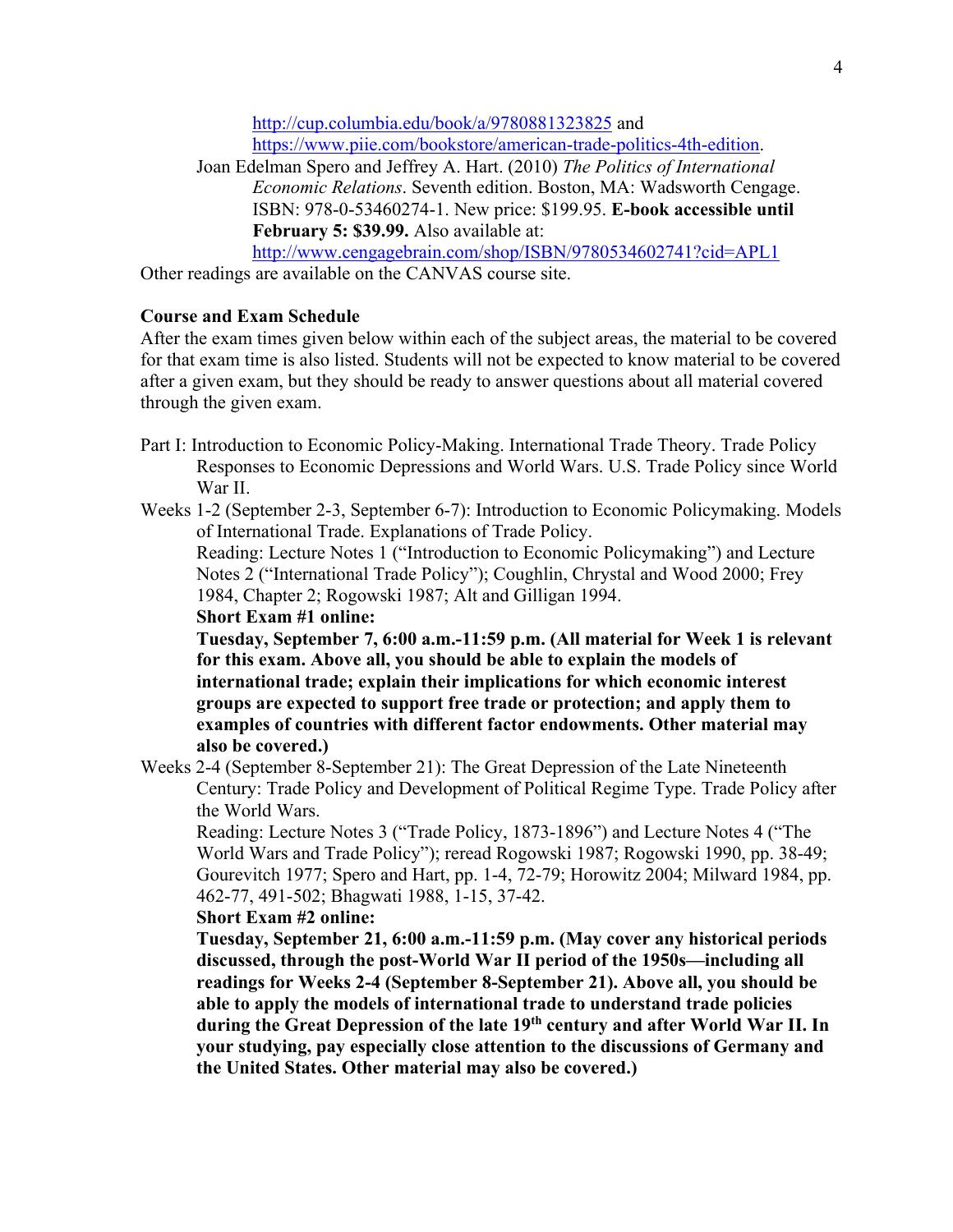http://cup.columbia.edu/book/a/9780881323825 and https://www.piie.com/bookstore/american-trade-politics-4th-edition.

Joan Edelman Spero and Jeffrey A. Hart. (2010) *The Politics of International Economic Relations*. Seventh edition. Boston, MA: Wadsworth Cengage. ISBN: 978-0-53460274-1. New price: $199.95. **E-book accessible until February 5: $39.99.** Also available at: http://www.cengagebrain.com/shop/ISBN/9780534602741?cid=APL1

Other readings are available on the CANVAS course site.

**Course and Exam Schedule**

After the exam times given below within each of the subject areas, the material to be covered for that exam time is also listed. Students will not be expected to know material to be covered after a given exam, but they should be ready to answer questions about all material covered through the given exam.

Part I: Introduction to Economic Policy-Making. International Trade Theory. Trade Policy Responses to Economic Depressions and World Wars. U.S. Trade Policy since World War II.

Weeks 1-2 (September 2-3, September 6-7): Introduction to Economic Policymaking. Models of International Trade. Explanations of Trade Policy.

Reading: Lecture Notes 1 ("Introduction to Economic Policymaking") and Lecture Notes 2 ("International Trade Policy"); Coughlin, Chrystal and Wood 2000; Frey 1984, Chapter 2; Rogowski 1987; Alt and Gilligan 1994.

**Short Exam #1 online:**

**Tuesday, September 7, 6:00 a.m.-11:59 p.m. (All material for Week 1 is relevant for this exam. Above all, you should be able to explain the models of international trade; explain their implications for which economic interest groups are expected to support free trade or protection; and apply them to examples of countries with different factor endowments. Other material may also be covered.)**

Weeks 2-4 (September 8-September 21): The Great Depression of the Late Nineteenth Century: Trade Policy and Development of Political Regime Type. Trade Policy after the World Wars.

Reading: Lecture Notes 3 ("Trade Policy, 1873-1896") and Lecture Notes 4 ("The World Wars and Trade Policy"); reread Rogowski 1987; Rogowski 1990, pp. 38-49; Gourevitch 1977; Spero and Hart, pp. 1-4, 72-79; Horowitz 2004; Milward 1984, pp. 462-77, 491-502; Bhagwati 1988, 1-15, 37-42.

**Short Exam #2 online:**

**Tuesday, September 21, 6:00 a.m.-11:59 p.m. (May cover any historical periods discussed, through the post-World War II period of the 1950s—including all readings for Weeks 2-4 (September 8-September 21). Above all, you should be able to apply the models of international trade to understand trade policies during the Great Depression of the late 19th century and after World War II. In your studying, pay especially close attention to the discussions of Germany and the United States. Other material may also be covered.)**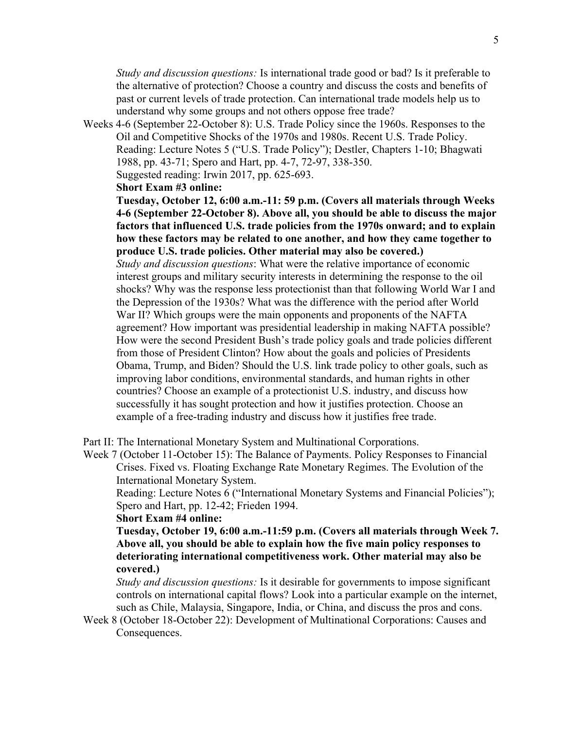*Study and discussion questions:* Is international trade good or bad? Is it preferable to the alternative of protection? Choose a country and discuss the costs and benefits of past or current levels of trade protection. Can international trade models help us to understand why some groups and not others oppose free trade?

Weeks 4-6 (September 22-October 8): U.S. Trade Policy since the 1960s. Responses to the Oil and Competitive Shocks of the 1970s and 1980s. Recent U.S. Trade Policy.
Reading: Lecture Notes 5 ("U.S. Trade Policy"); Destler, Chapters 1-10; Bhagwati 1988, pp. 43-71; Spero and Hart, pp. 4-7, 72-97, 338-350.
Suggested reading: Irwin 2017, pp. 625-693.
**Short Exam #3 online:**
**Tuesday, October 12, 6:00 a.m.-11: 59 p.m. (Covers all materials through Weeks 4-6 (September 22-October 8). Above all, you should be able to discuss the major factors that influenced U.S. trade policies from the 1970s onward; and to explain how these factors may be related to one another, and how they came together to produce U.S. trade policies. Other material may also be covered.)**
*Study and discussion questions*: What were the relative importance of economic interest groups and military security interests in determining the response to the oil shocks? Why was the response less protectionist than that following World War I and the Depression of the 1930s? What was the difference with the period after World War II? Which groups were the main opponents and proponents of the NAFTA agreement? How important was presidential leadership in making NAFTA possible? How were the second President Bush's trade policy goals and trade policies different from those of President Clinton? How about the goals and policies of Presidents Obama, Trump, and Biden? Should the U.S. link trade policy to other goals, such as improving labor conditions, environmental standards, and human rights in other countries? Choose an example of a protectionist U.S. industry, and discuss how successfully it has sought protection and how it justifies protection. Choose an example of a free-trading industry and discuss how it justifies free trade.

Part II: The International Monetary System and Multinational Corporations.

Week 7 (October 11-October 15): The Balance of Payments. Policy Responses to Financial Crises. Fixed vs. Floating Exchange Rate Monetary Regimes. The Evolution of the International Monetary System.
Reading: Lecture Notes 6 ("International Monetary Systems and Financial Policies"); Spero and Hart, pp. 12-42; Frieden 1994.
**Short Exam #4 online:**
**Tuesday, October 19, 6:00 a.m.-11:59 p.m. (Covers all materials through Week 7. Above all, you should be able to explain how the five main policy responses to deteriorating international competitiveness work. Other material may also be covered.)**
*Study and discussion questions:* Is it desirable for governments to impose significant controls on international capital flows? Look into a particular example on the internet, such as Chile, Malaysia, Singapore, India, or China, and discuss the pros and cons.

Week 8 (October 18-October 22): Development of Multinational Corporations: Causes and Consequences.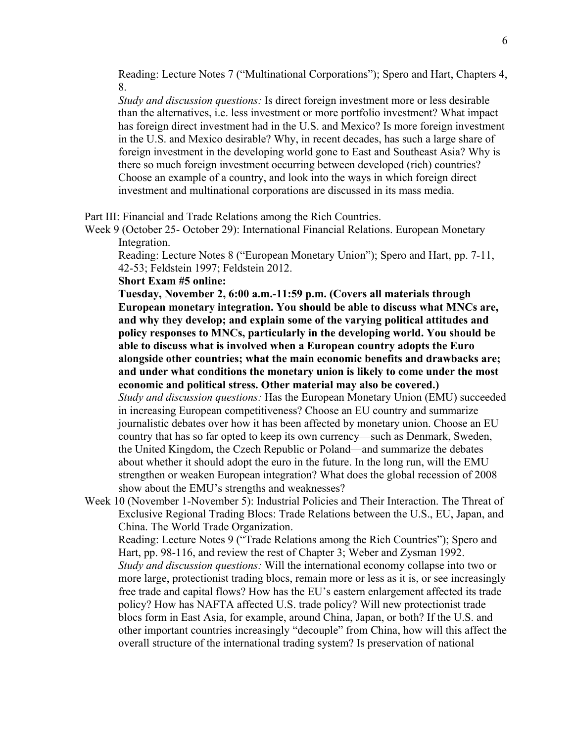Reading: Lecture Notes 7 (“Multinational Corporations”); Spero and Hart, Chapters 4, 8.

*Study and discussion questions:* Is direct foreign investment more or less desirable than the alternatives, i.e. less investment or more portfolio investment? What impact has foreign direct investment had in the U.S. and Mexico? Is more foreign investment in the U.S. and Mexico desirable? Why, in recent decades, has such a large share of foreign investment in the developing world gone to East and Southeast Asia? Why is there so much foreign investment occurring between developed (rich) countries? Choose an example of a country, and look into the ways in which foreign direct investment and multinational corporations are discussed in its mass media.

Part III: Financial and Trade Relations among the Rich Countries.

Week 9 (October 25- October 29): International Financial Relations. European Monetary Integration.

Reading: Lecture Notes 8 (“European Monetary Union”); Spero and Hart, pp. 7-11, 42-53; Feldstein 1997; Feldstein 2012.

**Short Exam #5 online:**

**Tuesday, November 2, 6:00 a.m.-11:59 p.m. (Covers all materials through European monetary integration. You should be able to discuss what MNCs are, and why they develop; and explain some of the varying political attitudes and policy responses to MNCs, particularly in the developing world. You should be able to discuss what is involved when a European country adopts the Euro alongside other countries; what the main economic benefits and drawbacks are; and under what conditions the monetary union is likely to come under the most economic and political stress. Other material may also be covered.)**

*Study and discussion questions:* Has the European Monetary Union (EMU) succeeded in increasing European competitiveness? Choose an EU country and summarize journalistic debates over how it has been affected by monetary union. Choose an EU country that has so far opted to keep its own currency—such as Denmark, Sweden, the United Kingdom, the Czech Republic or Poland—and summarize the debates about whether it should adopt the euro in the future. In the long run, will the EMU strengthen or weaken European integration? What does the global recession of 2008 show about the EMU’s strengths and weaknesses?

Week 10 (November 1-November 5): Industrial Policies and Their Interaction. The Threat of Exclusive Regional Trading Blocs: Trade Relations between the U.S., EU, Japan, and China. The World Trade Organization.

Reading: Lecture Notes 9 (“Trade Relations among the Rich Countries”); Spero and Hart, pp. 98-116, and review the rest of Chapter 3; Weber and Zysman 1992.

*Study and discussion questions:* Will the international economy collapse into two or more large, protectionist trading blocs, remain more or less as it is, or see increasingly free trade and capital flows? How has the EU’s eastern enlargement affected its trade policy? How has NAFTA affected U.S. trade policy? Will new protectionist trade blocs form in East Asia, for example, around China, Japan, or both? If the U.S. and other important countries increasingly “decouple” from China, how will this affect the overall structure of the international trading system? Is preservation of national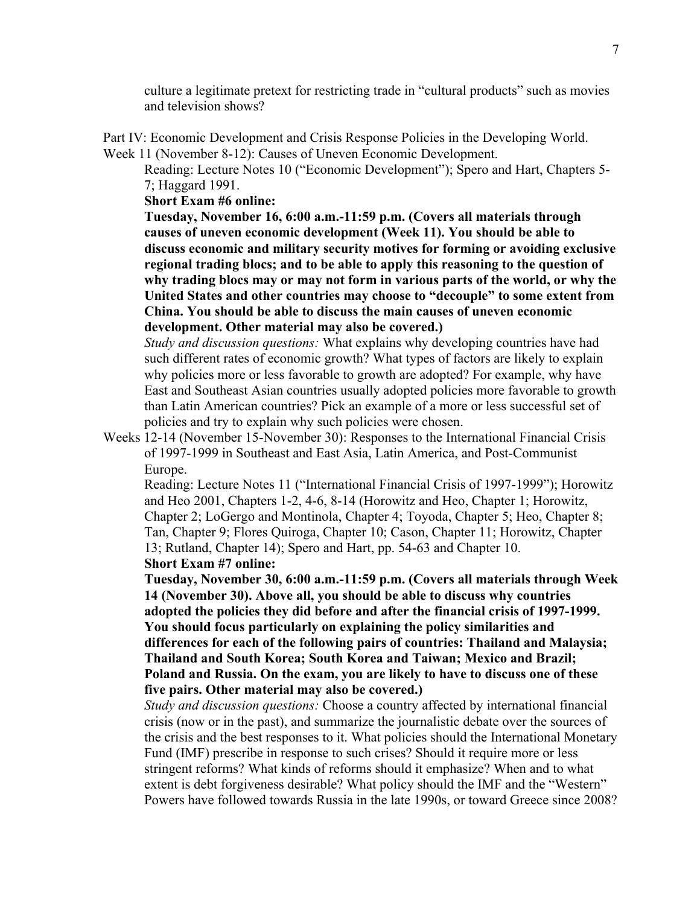culture a legitimate pretext for restricting trade in "cultural products" such as movies and television shows?

Part IV: Economic Development and Crisis Response Policies in the Developing World.

Week 11 (November 8-12): Causes of Uneven Economic Development.

Reading: Lecture Notes 10 ("Economic Development"); Spero and Hart, Chapters 5-7; Haggard 1991.

**Short Exam #6 online:**

**Tuesday, November 16, 6:00 a.m.-11:59 p.m. (Covers all materials through causes of uneven economic development (Week 11). You should be able to discuss economic and military security motives for forming or avoiding exclusive regional trading blocs; and to be able to apply this reasoning to the question of why trading blocs may or may not form in various parts of the world, or why the United States and other countries may choose to "decouple" to some extent from China. You should be able to discuss the main causes of uneven economic development. Other material may also be covered.)**

*Study and discussion questions:* What explains why developing countries have had such different rates of economic growth? What types of factors are likely to explain why policies more or less favorable to growth are adopted? For example, why have East and Southeast Asian countries usually adopted policies more favorable to growth than Latin American countries? Pick an example of a more or less successful set of policies and try to explain why such policies were chosen.

Weeks 12-14 (November 15-November 30): Responses to the International Financial Crisis of 1997-1999 in Southeast and East Asia, Latin America, and Post-Communist Europe.

Reading: Lecture Notes 11 ("International Financial Crisis of 1997-1999"); Horowitz and Heo 2001, Chapters 1-2, 4-6, 8-14 (Horowitz and Heo, Chapter 1; Horowitz, Chapter 2; LoGergo and Montinola, Chapter 4; Toyoda, Chapter 5; Heo, Chapter 8; Tan, Chapter 9; Flores Quiroga, Chapter 10; Cason, Chapter 11; Horowitz, Chapter 13; Rutland, Chapter 14); Spero and Hart, pp. 54-63 and Chapter 10.

**Short Exam #7 online:**

**Tuesday, November 30, 6:00 a.m.-11:59 p.m. (Covers all materials through Week 14 (November 30). Above all, you should be able to discuss why countries adopted the policies they did before and after the financial crisis of 1997-1999. You should focus particularly on explaining the policy similarities and differences for each of the following pairs of countries: Thailand and Malaysia; Thailand and South Korea; South Korea and Taiwan; Mexico and Brazil; Poland and Russia. On the exam, you are likely to have to discuss one of these five pairs. Other material may also be covered.)**

*Study and discussion questions:* Choose a country affected by international financial crisis (now or in the past), and summarize the journalistic debate over the sources of the crisis and the best responses to it. What policies should the International Monetary Fund (IMF) prescribe in response to such crises? Should it require more or less stringent reforms? What kinds of reforms should it emphasize? When and to what extent is debt forgiveness desirable? What policy should the IMF and the "Western" Powers have followed towards Russia in the late 1990s, or toward Greece since 2008?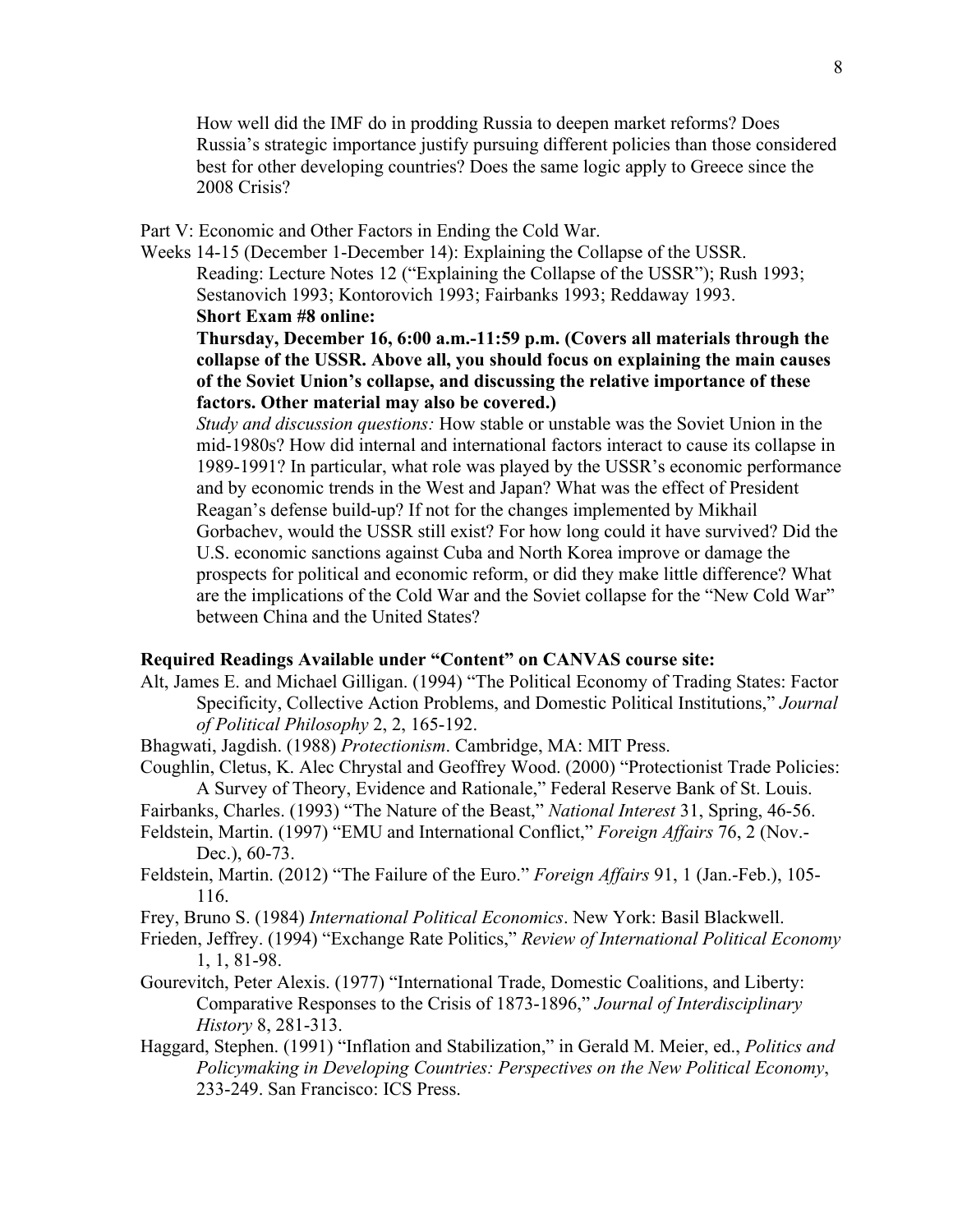How well did the IMF do in prodding Russia to deepen market reforms? Does Russia's strategic importance justify pursuing different policies than those considered best for other developing countries? Does the same logic apply to Greece since the 2008 Crisis?

Part V: Economic and Other Factors in Ending the Cold War.

Weeks 14-15 (December 1-December 14): Explaining the Collapse of the USSR.

Reading: Lecture Notes 12 ("Explaining the Collapse of the USSR"); Rush 1993; Sestanovich 1993; Kontorovich 1993; Fairbanks 1993; Reddaway 1993.

**Short Exam #8 online:**

**Thursday, December 16, 6:00 a.m.-11:59 p.m. (Covers all materials through the collapse of the USSR. Above all, you should focus on explaining the main causes of the Soviet Union's collapse, and discussing the relative importance of these factors. Other material may also be covered.)**

*Study and discussion questions:* How stable or unstable was the Soviet Union in the mid-1980s? How did internal and international factors interact to cause its collapse in 1989-1991? In particular, what role was played by the USSR's economic performance and by economic trends in the West and Japan? What was the effect of President Reagan's defense build-up? If not for the changes implemented by Mikhail Gorbachev, would the USSR still exist? For how long could it have survived? Did the U.S. economic sanctions against Cuba and North Korea improve or damage the prospects for political and economic reform, or did they make little difference? What are the implications of the Cold War and the Soviet collapse for the "New Cold War" between China and the United States?

**Required Readings Available under "Content" on CANVAS course site:**

Alt, James E. and Michael Gilligan. (1994) "The Political Economy of Trading States: Factor Specificity, Collective Action Problems, and Domestic Political Institutions," *Journal of Political Philosophy* 2, 2, 165-192.

Bhagwati, Jagdish. (1988) *Protectionism*. Cambridge, MA: MIT Press.

Coughlin, Cletus, K. Alec Chrystal and Geoffrey Wood. (2000) "Protectionist Trade Policies: A Survey of Theory, Evidence and Rationale," Federal Reserve Bank of St. Louis.

Fairbanks, Charles. (1993) "The Nature of the Beast," *National Interest* 31, Spring, 46-56.

Feldstein, Martin. (1997) "EMU and International Conflict," *Foreign Affairs* 76, 2 (Nov.-Dec.), 60-73.

Feldstein, Martin. (2012) "The Failure of the Euro." *Foreign Affairs* 91, 1 (Jan.-Feb.), 105-116.

Frey, Bruno S. (1984) *International Political Economics*. New York: Basil Blackwell.

Frieden, Jeffrey. (1994) "Exchange Rate Politics," *Review of International Political Economy* 1, 1, 81-98.

Gourevitch, Peter Alexis. (1977) "International Trade, Domestic Coalitions, and Liberty: Comparative Responses to the Crisis of 1873-1896," *Journal of Interdisciplinary History* 8, 281-313.

Haggard, Stephen. (1991) "Inflation and Stabilization," in Gerald M. Meier, ed., *Politics and Policymaking in Developing Countries: Perspectives on the New Political Economy*, 233-249. San Francisco: ICS Press.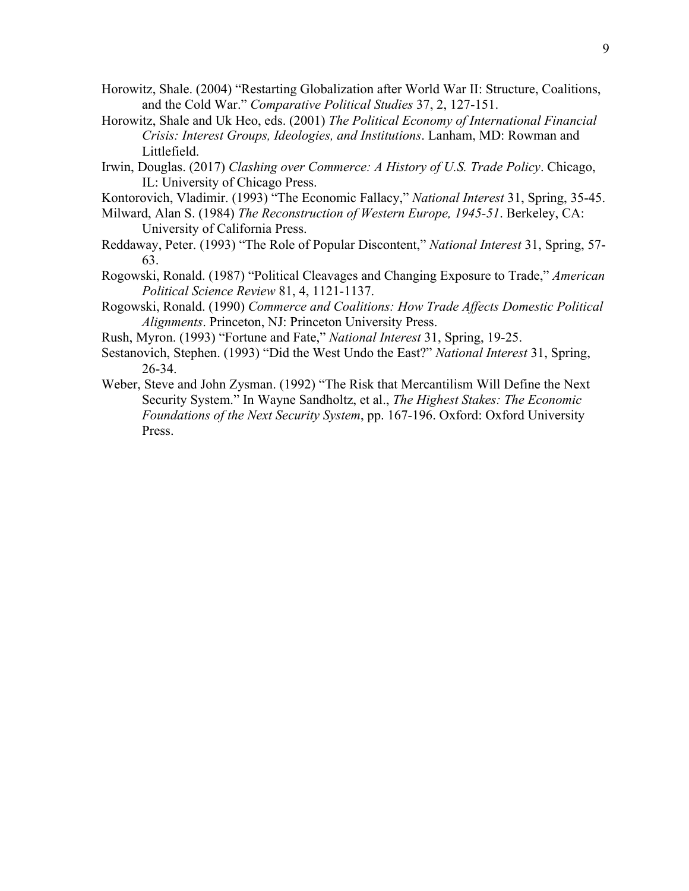Horowitz, Shale. (2004) "Restarting Globalization after World War II: Structure, Coalitions, and the Cold War." *Comparative Political Studies* 37, 2, 127-151.

Horowitz, Shale and Uk Heo, eds. (2001) *The Political Economy of International Financial Crisis: Interest Groups, Ideologies, and Institutions*. Lanham, MD: Rowman and Littlefield.

Irwin, Douglas. (2017) *Clashing over Commerce: A History of U.S. Trade Policy*. Chicago, IL: University of Chicago Press.

Kontorovich, Vladimir. (1993) "The Economic Fallacy," *National Interest* 31, Spring, 35-45.

Milward, Alan S. (1984) *The Reconstruction of Western Europe, 1945-51*. Berkeley, CA: University of California Press.

Reddaway, Peter. (1993) "The Role of Popular Discontent," *National Interest* 31, Spring, 57-63.

Rogowski, Ronald. (1987) "Political Cleavages and Changing Exposure to Trade," *American Political Science Review* 81, 4, 1121-1137.

Rogowski, Ronald. (1990) *Commerce and Coalitions: How Trade Affects Domestic Political Alignments*. Princeton, NJ: Princeton University Press.

Rush, Myron. (1993) "Fortune and Fate," *National Interest* 31, Spring, 19-25.

Sestanovich, Stephen. (1993) "Did the West Undo the East?" *National Interest* 31, Spring, 26-34.

Weber, Steve and John Zysman. (1992) "The Risk that Mercantilism Will Define the Next Security System." In Wayne Sandholtz, et al., *The Highest Stakes: The Economic Foundations of the Next Security System*, pp. 167-196. Oxford: Oxford University Press.